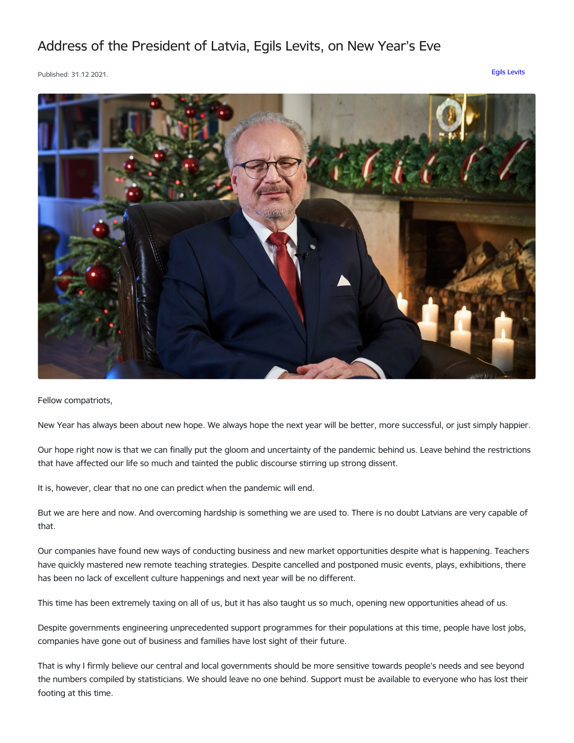# Address of the President of Latvia, Egils Levits, on New Year's Eve

Published: 31.12.2021.

Egils Levits

Fellow compatriots,

New Year has always been about new hope. We always hope the next year will be better, more successful, or just simply happier.

Our hope right now is that we can finally put the gloom and uncertainty of the pandemic behind us. Leave behind the restrictions that have affected our life so much and tainted the public discourse stirring up strong dissent.

It is, however, clear that no one can predict when the pandemic will end.

But we are here and now. And overcoming hardship is something we are used to. There is no doubt Latvians are very capable of that.

Our companies have found new ways of conducting business and new market opportunities despite what is happening. Teachers have quickly mastered new remote teaching strategies. Despite cancelled and postponed music events, plays, exhibitions, there has been no lack of excellent culture happenings and next year will be no different.

This time has been extremely taxing on all of us, but it has also taught us so much, opening new opportunities ahead of us.

Despite governments engineering unprecedented support programmes for their populations at this time, people have lost jobs, companies have gone out of business and families have lost sight of their future.

That is why I firmly believe our central and local governments should be more sensitive towards people's needs and see beyond the numbers compiled by statisticians. We should leave no one behind. Support must be available to everyone who has lost their footing at this time.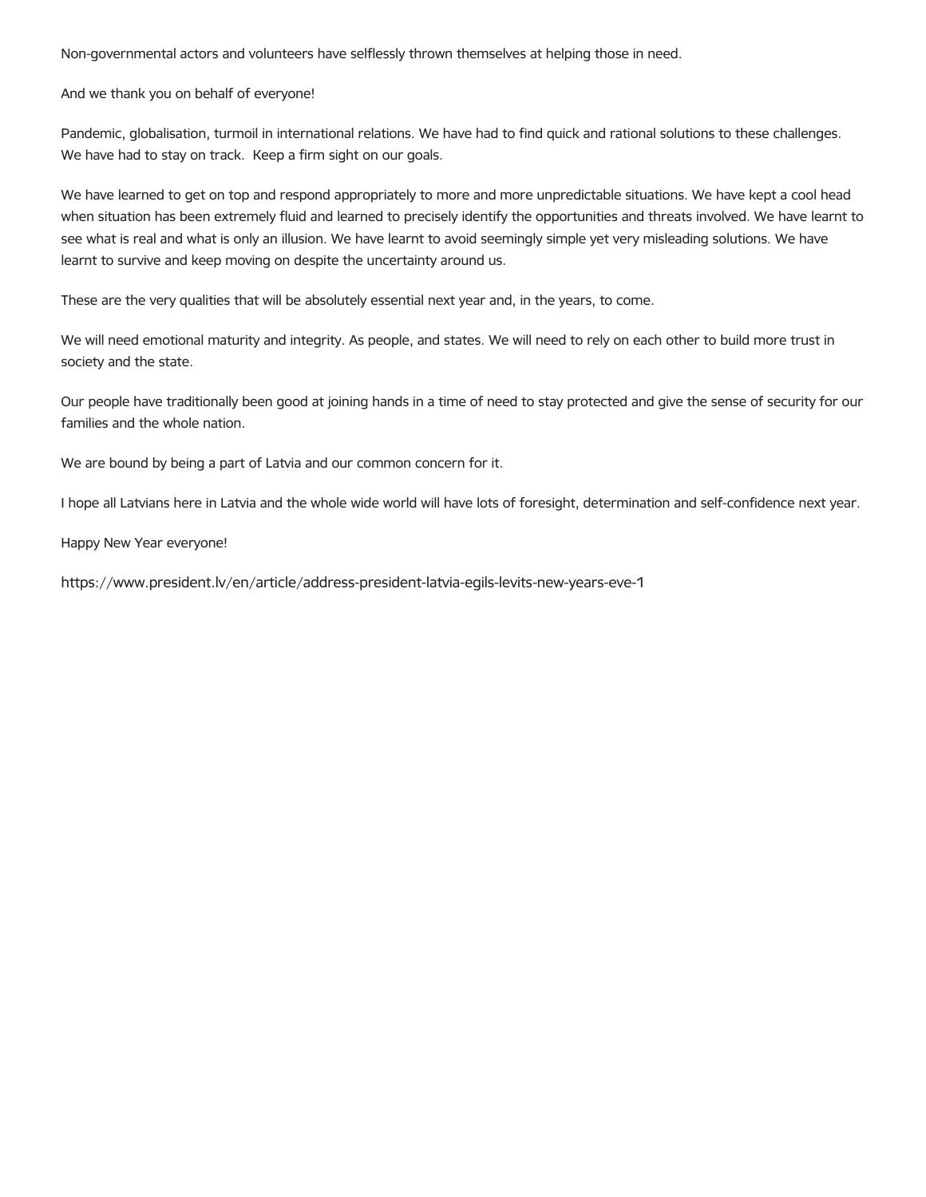Non-governmental actors and volunteers have selflessly thrown themselves at helping those in need.

And we thank you on behalf of everyone!

Pandemic, globalisation, turmoil in international relations. We have had to find quick and rational solutions to these challenges. We have had to stay on track. Keep a firm sight on our goals.

We have learned to get on top and respond appropriately to more and more unpredictable situations. We have kept a cool head when situation has been extremely fluid and learned to precisely identify the opportunities and threats involved. We have learnt to see what is real and what is only an illusion. We have learnt to avoid seemingly simple yet very misleading solutions. We have learnt to survive and keep moving on despite the uncertainty around us.

These are the very qualities that will be absolutely essential next year and, in the years, to come.

We will need emotional maturity and integrity. As people, and states. We will need to rely on each other to build more trust in society and the state.

Our people have traditionally been good at joining hands in a time of need to stay protected and give the sense of security for our families and the whole nation.

We are bound by being a part of Latvia and our common concern for it.

I hope all Latvians here in Latvia and the whole wide world will have lots of foresight, determination and self-confidence next year.

Happy New Year everyone!

https://www.president.lv/en/article/address-president-latvia-egils-levits-new-years-eve-1